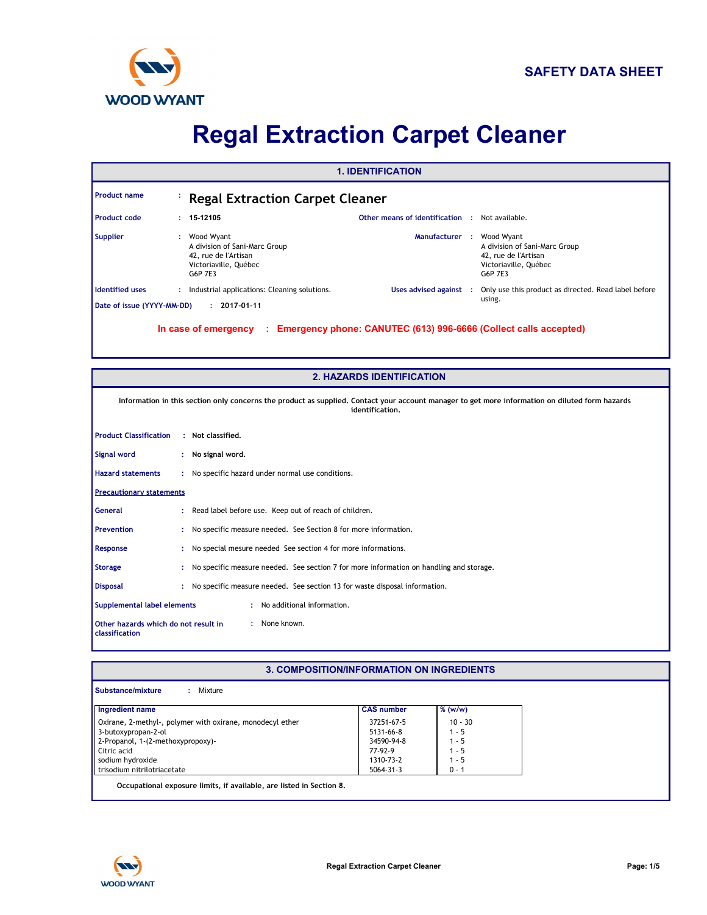WOOD WYANT

**SAFETY DATA SHEET**

# Regal Extraction Carpet Cleaner

## 1. IDENTIFICATION

**Product name** : **Regal Extraction Carpet Cleaner**

**Product code** : **15-12105**

**Other means of identification** : Not available.

**Supplier** : Wood Wyant
A division of Sani-Marc Group
42, rue de l'Artisan
Victoriaville, Québec
G6P 7E3

**Manufacturer** : Wood Wyant
A division of Sani-Marc Group
42, rue de l'Artisan
Victoriaville, Québec
G6P 7E3

**Identified uses** : Industrial applications: Cleaning solutions.

**Uses advised against** : Only use this product as directed. Read label before using.

**Date of issue (YYYY-MM-DD)** : **2017-01-11**

**In case of emergency : Emergency phone: CANUTEC (613) 996-6666 (Collect calls accepted)**

## 2. HAZARDS IDENTIFICATION

**Information in this section only concerns the product as supplied. Contact your account manager to get more information on diluted form hazards identification.**

**Product Classification** : **Not classified.**

**Signal word** : **No signal word.**

**Hazard statements** : No specific hazard under normal use conditions.

**Precautionary statements**

**General** : Read label before use. Keep out of reach of children.

**Prevention** : No specific measure needed. See Section 8 for more information.

**Response** : No special mesure needed See section 4 for more informations.

**Storage** : No specific measure needed. See section 7 for more information on handling and storage.

**Disposal** : No specific measure needed. See section 13 for waste disposal information.

**Supplemental label elements** : No additional information.

**Other hazards which do not result in classification** : None known.

## 3. COMPOSITION/INFORMATION ON INGREDIENTS

**Substance/mixture** : Mixture

| Ingredient name | CAS number | % (w/w) |
|---|---|---|
| Oxirane, 2-methyl-, polymer with oxirane, monodecyl ether | 37251-67-5 | 10 - 30 |
| 3-butoxypropan-2-ol | 5131-66-8 | 1 - 5 |
| 2-Propanol, 1-(2-methoxypropoxy)- | 34590-94-8 | 1 - 5 |
| Citric acid | 77-92-9 | 1 - 5 |
| sodium hydroxide | 1310-73-2 | 1 - 5 |
| trisodium nitrilotriacetate | 5064-31-3 | 0 - 1 |

**Occupational exposure limits, if available, are listed in Section 8.**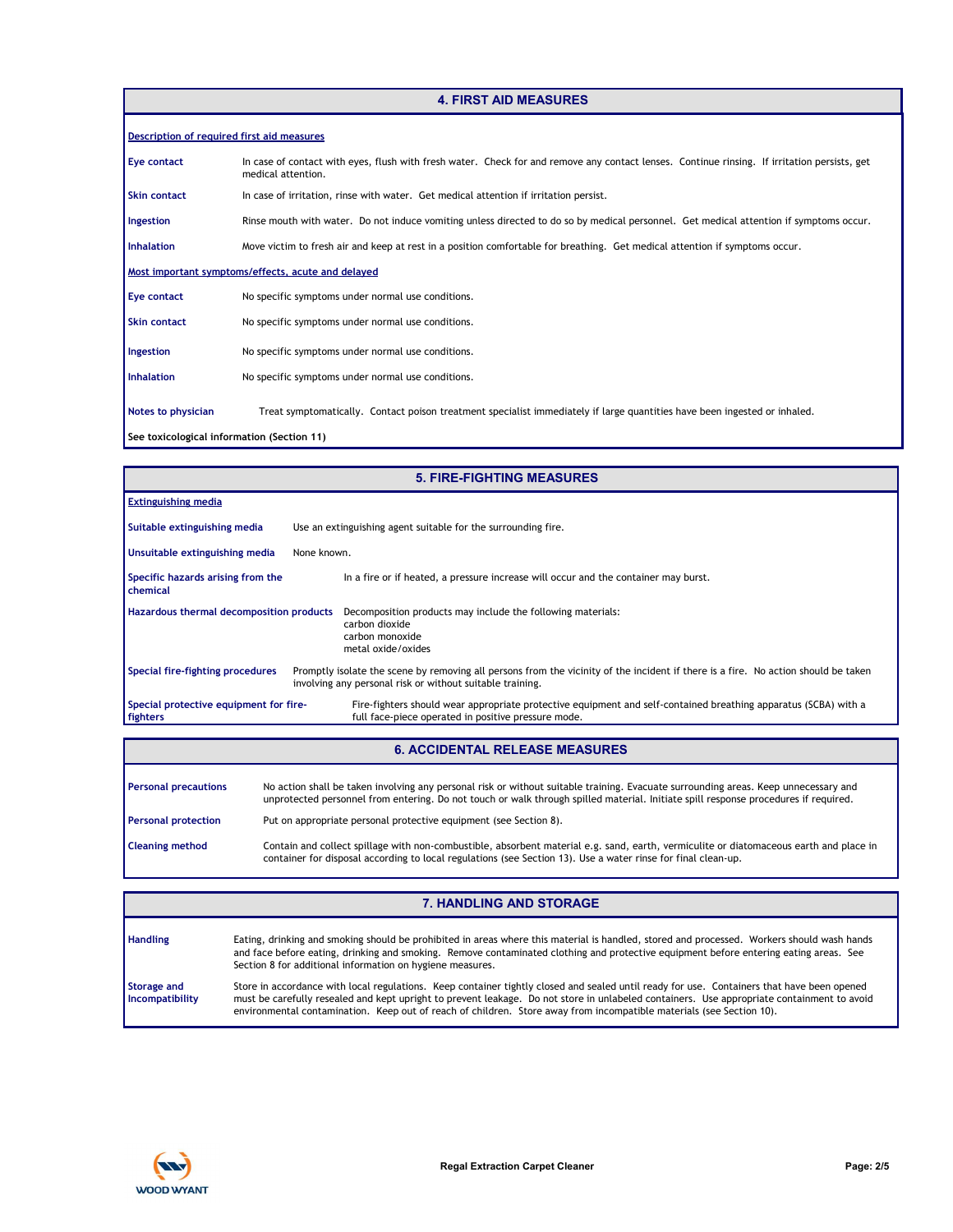## 4. FIRST AID MEASURES

**Description of required first aid measures**

**Eye contact** — In case of contact with eyes, flush with fresh water. Check for and remove any contact lenses. Continue rinsing. If irritation persists, get medical attention.

**Skin contact** — In case of irritation, rinse with water. Get medical attention if irritation persist.

**Ingestion** — Rinse mouth with water. Do not induce vomiting unless directed to do so by medical personnel. Get medical attention if symptoms occur.

**Inhalation** — Move victim to fresh air and keep at rest in a position comfortable for breathing. Get medical attention if symptoms occur.

**Most important symptoms/effects, acute and delayed**

**Eye contact** — No specific symptoms under normal use conditions.

**Skin contact** — No specific symptoms under normal use conditions.

**Ingestion** — No specific symptoms under normal use conditions.

**Inhalation** — No specific symptoms under normal use conditions.

**Notes to physician** — Treat symptomatically. Contact poison treatment specialist immediately if large quantities have been ingested or inhaled.

**See toxicological information (Section 11)**

## 5. FIRE-FIGHTING MEASURES

**Extinguishing media**

**Suitable extinguishing media** — Use an extinguishing agent suitable for the surrounding fire.

**Unsuitable extinguishing media** — None known.

**Specific hazards arising from the chemical** — In a fire or if heated, a pressure increase will occur and the container may burst.

**Hazardous thermal decomposition products** — Decomposition products may include the following materials:
carbon dioxide
carbon monoxide
metal oxide/oxides

**Special fire-fighting procedures** — Promptly isolate the scene by removing all persons from the vicinity of the incident if there is a fire. No action should be taken involving any personal risk or without suitable training.

**Special protective equipment for fire-fighters** — Fire-fighters should wear appropriate protective equipment and self-contained breathing apparatus (SCBA) with a full face-piece operated in positive pressure mode.

## 6. ACCIDENTAL RELEASE MEASURES

**Personal precautions** — No action shall be taken involving any personal risk or without suitable training. Evacuate surrounding areas. Keep unnecessary and unprotected personnel from entering. Do not touch or walk through spilled material. Initiate spill response procedures if required.

**Personal protection** — Put on appropriate personal protective equipment (see Section 8).

**Cleaning method** — Contain and collect spillage with non-combustible, absorbent material e.g. sand, earth, vermiculite or diatomaceous earth and place in container for disposal according to local regulations (see Section 13). Use a water rinse for final clean-up.

## 7. HANDLING AND STORAGE

**Handling** — Eating, drinking and smoking should be prohibited in areas where this material is handled, stored and processed. Workers should wash hands and face before eating, drinking and smoking. Remove contaminated clothing and protective equipment before entering eating areas. See Section 8 for additional information on hygiene measures.

**Storage and Incompatibility** — Store in accordance with local regulations. Keep container tightly closed and sealed until ready for use. Containers that have been opened must be carefully resealed and kept upright to prevent leakage. Do not store in unlabeled containers. Use appropriate containment to avoid environmental contamination. Keep out of reach of children. Store away from incompatible materials (see Section 10).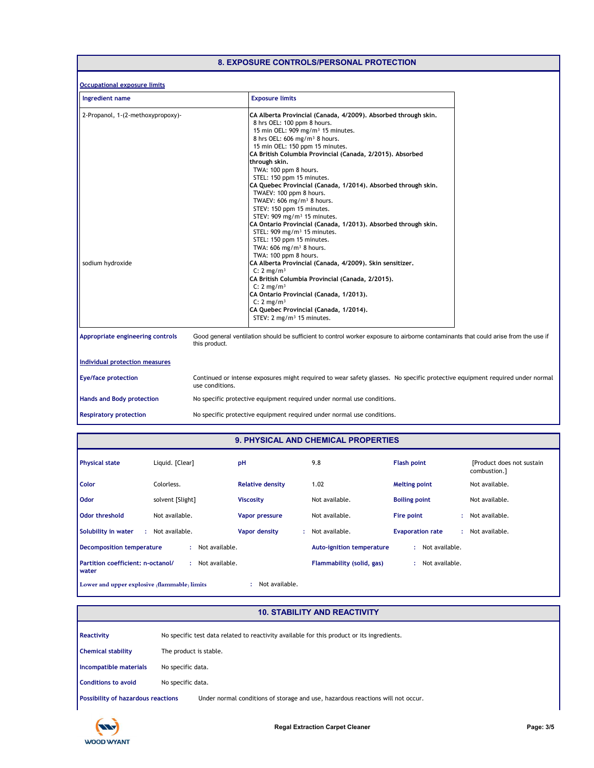## 8. EXPOSURE CONTROLS/PERSONAL PROTECTION

### Occupational exposure limits

| Ingredient name | Exposure limits |
|---|---|
| 2-Propanol, 1-(2-methoxypropoxy)- | **CA Alberta Provincial (Canada, 4/2009). Absorbed through skin.**<br>8 hrs OEL: 100 ppm 8 hours.<br>15 min OEL: 909 mg/m³ 15 minutes.<br>8 hrs OEL: 606 mg/m³ 8 hours.<br>15 min OEL: 150 ppm 15 minutes.<br>**CA British Columbia Provincial (Canada, 2/2015). Absorbed through skin.**<br>TWA: 100 ppm 8 hours.<br>STEL: 150 ppm 15 minutes.<br>**CA Quebec Provincial (Canada, 1/2014). Absorbed through skin.**<br>TWAEV: 100 ppm 8 hours.<br>TWAEV: 606 mg/m³ 8 hours.<br>STEV: 150 ppm 15 minutes.<br>STEV: 909 mg/m³ 15 minutes.<br>**CA Ontario Provincial (Canada, 1/2013). Absorbed through skin.**<br>STEL: 909 mg/m³ 15 minutes.<br>STEL: 150 ppm 15 minutes.<br>TWA: 606 mg/m³ 8 hours.<br>TWA: 100 ppm 8 hours. |
| sodium hydroxide | **CA Alberta Provincial (Canada, 4/2009). Skin sensitizer.**<br>C: 2 mg/m³<br>**CA British Columbia Provincial (Canada, 2/2015).**<br>C: 2 mg/m³<br>**CA Ontario Provincial (Canada, 1/2013).**<br>C: 2 mg/m³<br>**CA Quebec Provincial (Canada, 1/2014).**<br>STEV: 2 mg/m³ 15 minutes. |

**Appropriate engineering controls**: Good general ventilation should be sufficient to control worker exposure to airborne contaminants that could arise from the use if this product.

### Individual protection measures

**Eye/face protection**: Continued or intense exposures might required to wear safety glasses. No specific protective equipment required under normal use conditions.

**Hands and Body protection**: No specific protective equipment required under normal use conditions.

**Respiratory protection**: No specific protective equipment required under normal use conditions.

## 9. PHYSICAL AND CHEMICAL PROPERTIES

| | | | | | |
|---|---|---|---|---|---|
| **Physical state** | Liquid. [Clear] | **pH** | 9.8 | **Flash point** | [Product does not sustain combustion.] |
| **Color** | Colorless. | **Relative density** | 1.02 | **Melting point** | Not available. |
| **Odor** | solvent [Slight] | **Viscosity** | Not available. | **Boiling point** | Not available. |
| **Odor threshold** | Not available. | **Vapor pressure** | Not available. | **Fire point** | Not available. |
| **Solubility in water** | Not available. | **Vapor density** | Not available. | **Evaporation rate** | Not available. |

**Decomposition temperature** : Not available.

**Auto-ignition temperature** : Not available.

**Partition coefficient: n-octanol/water** : Not available.

**Flammability (solid, gas)** : Not available.

**Lower and upper explosive (flammable) limits** : Not available.

## 10. STABILITY AND REACTIVITY

**Reactivity**: No specific test data related to reactivity available for this product or its ingredients.

**Chemical stability**: The product is stable.

**Incompatible materials**: No specific data.

**Conditions to avoid**: No specific data.

**Possibility of hazardous reactions**: Under normal conditions of storage and use, hazardous reactions will not occur.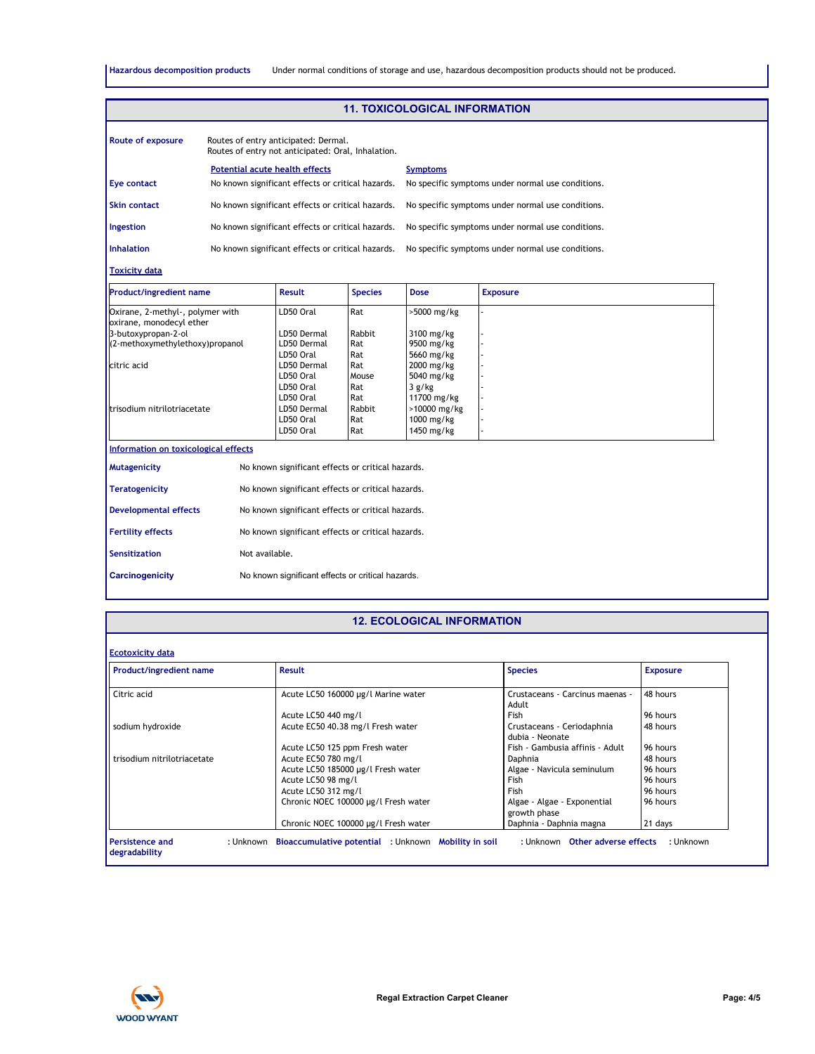**Hazardous decomposition products** Under normal conditions of storage and use, hazardous decomposition products should not be produced.

## 11. TOXICOLOGICAL INFORMATION

**Route of exposure** Routes of entry anticipated: Dermal.
Routes of entry not anticipated: Oral, Inhalation.

| | Potential acute health effects | Symptoms |
|---|---|---|
| **Eye contact** | No known significant effects or critical hazards. | No specific symptoms under normal use conditions. |
| **Skin contact** | No known significant effects or critical hazards. | No specific symptoms under normal use conditions. |
| **Ingestion** | No known significant effects or critical hazards. | No specific symptoms under normal use conditions. |
| **Inhalation** | No known significant effects or critical hazards. | No specific symptoms under normal use conditions. |

**Toxicity data**

| Product/ingredient name | Result | Species | Dose | Exposure |
|---|---|---|---|---|
| Oxirane, 2-methyl-, polymer with oxirane, monodecyl ether | LD50 Oral | Rat | >5000 mg/kg | - |
| 3-butoxypropan-2-ol | LD50 Dermal | Rabbit | 3100 mg/kg | - |
| (2-methoxymethylethoxy)propanol | LD50 Dermal | Rat | 9500 mg/kg | - |
| | LD50 Oral | Rat | 5660 mg/kg | - |
| citric acid | LD50 Dermal | Rat | 2000 mg/kg | - |
| | LD50 Oral | Mouse | 5040 mg/kg | - |
| | LD50 Oral | Rat | 3 g/kg | - |
| | LD50 Oral | Rat | 11700 mg/kg | - |
| trisodium nitrilotriacetate | LD50 Dermal | Rabbit | >10000 mg/kg | - |
| | LD50 Oral | Rat | 1000 mg/kg | - |
| | LD50 Oral | Rat | 1450 mg/kg | - |

**Information on toxicological effects**

**Mutagenicity** No known significant effects or critical hazards.

**Teratogenicity** No known significant effects or critical hazards.

**Developmental effects** No known significant effects or critical hazards.

**Fertility effects** No known significant effects or critical hazards.

**Sensitization** Not available.

**Carcinogenicity** No known significant effects or critical hazards.

## 12. ECOLOGICAL INFORMATION

**Ecotoxicity data**

| Product/ingredient name | Result | Species | Exposure |
|---|---|---|---|
| Citric acid | Acute LC50 160000 µg/l Marine water | Crustaceans - Carcinus maenas - Adult | 48 hours |
| | Acute LC50 440 mg/l | Fish | 96 hours |
| sodium hydroxide | Acute EC50 40.38 mg/l Fresh water | Crustaceans - Ceriodaphnia dubia - Neonate | 48 hours |
| | Acute LC50 125 ppm Fresh water | Fish - Gambusia affinis - Adult | 96 hours |
| trisodium nitrilotriacetate | Acute EC50 780 mg/l | Daphnia | 48 hours |
| | Acute LC50 185000 µg/l Fresh water | Algae - Navicula seminulum | 96 hours |
| | Acute LC50 98 mg/l | Fish | 96 hours |
| | Acute LC50 312 mg/l | Fish | 96 hours |
| | Chronic NOEC 100000 µg/l Fresh water | Algae - Algae - Exponential growth phase | 96 hours |
| | Chronic NOEC 100000 µg/l Fresh water | Daphnia - Daphnia magna | 21 days |

**Persistence and degradability** : Unknown **Bioaccumulative potential** : Unknown **Mobility in soil** : Unknown **Other adverse effects** : Unknown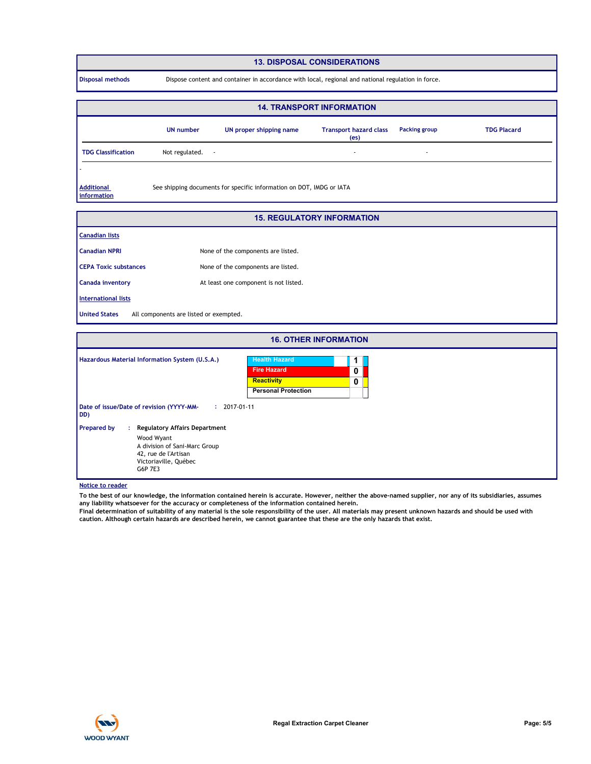## 13. DISPOSAL CONSIDERATIONS

**Disposal methods** Dispose content and container in accordance with local, regional and national regulation in force.

## 14. TRANSPORT INFORMATION

| | UN number | UN proper shipping name | Transport hazard class (es) | Packing group | TDG Placard |
|---|---|---|---|---|---|
| **TDG Classification** | Not regulated. | - | - | - | |

-

**Additional information** See shipping documents for specific information on DOT, IMDG or IATA

## 15. REGULATORY INFORMATION

**Canadian lists**

**Canadian NPRI** None of the components are listed.

**CEPA Toxic substances** None of the components are listed.

**Canada inventory** At least one component is not listed.

**International lists**

**United States** All components are listed or exempted.

## 16. OTHER INFORMATION

**Hazardous Material Information System (U.S.A.)**

| | |
|---|---|
| Health Hazard | 1 |
| Fire Hazard | 0 |
| Reactivity | 0 |
| Personal Protection | |

**Date of issue/Date of revision (YYYY-MM-DD)** : 2017-01-11

**Prepared by** : **Regulatory Affairs Department**

Wood Wyant
A division of Sani-Marc Group
42, rue de l'Artisan
Victoriaville, Québec
G6P 7E3

**Notice to reader**

**To the best of our knowledge, the information contained herein is accurate. However, neither the above-named supplier, nor any of its subsidiaries, assumes any liability whatsoever for the accuracy or completeness of the information contained herein.**
**Final determination of suitability of any material is the sole responsibility of the user. All materials may present unknown hazards and should be used with caution. Although certain hazards are described herein, we cannot guarantee that these are the only hazards that exist.**